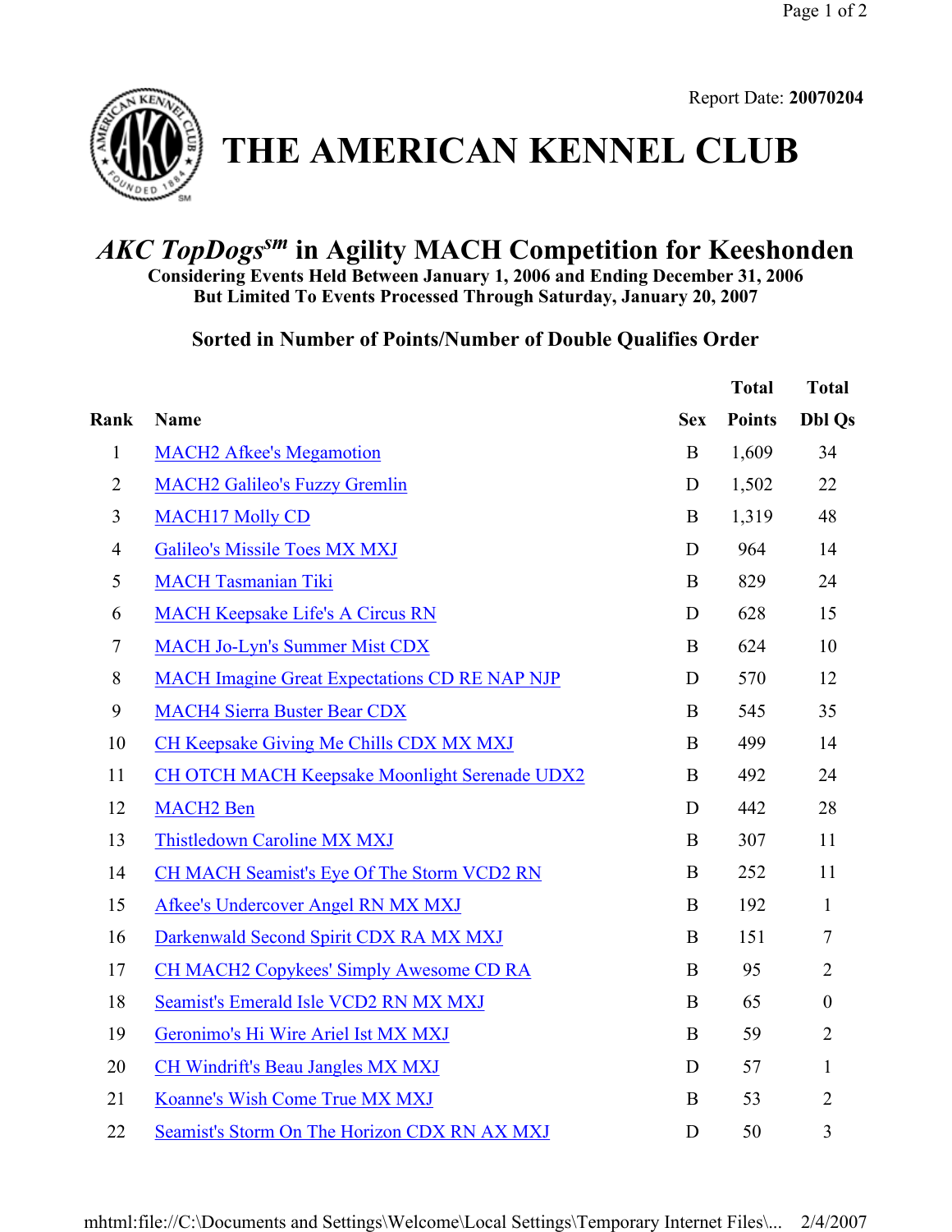Report Date: **20070204**

# THE AMERICAN KENNEL CLUB

## *AKC TopDogs*sm in Agility MACH Competition for Keeshonden

**Considering Events Held Between January 1, 2006 and Ending December 31, 2006**
**But Limited To Events Processed Through Saturday, January 20, 2007**

### Sorted in Number of Points/Number of Double Qualifies Order

| Rank | Name | Sex | Total Points | Total Dbl Qs |
|---|---|---|---|---|
| 1 | MACH2 Afkee's Megamotion | B | 1,609 | 34 |
| 2 | MACH2 Galileo's Fuzzy Gremlin | D | 1,502 | 22 |
| 3 | MACH17 Molly CD | B | 1,319 | 48 |
| 4 | Galileo's Missile Toes MX MXJ | D | 964 | 14 |
| 5 | MACH Tasmanian Tiki | B | 829 | 24 |
| 6 | MACH Keepsake Life's A Circus RN | D | 628 | 15 |
| 7 | MACH Jo-Lyn's Summer Mist CDX | B | 624 | 10 |
| 8 | MACH Imagine Great Expectations CD RE NAP NJP | D | 570 | 12 |
| 9 | MACH4 Sierra Buster Bear CDX | B | 545 | 35 |
| 10 | CH Keepsake Giving Me Chills CDX MX MXJ | B | 499 | 14 |
| 11 | CH OTCH MACH Keepsake Moonlight Serenade UDX2 | B | 492 | 24 |
| 12 | MACH2 Ben | D | 442 | 28 |
| 13 | Thistledown Caroline MX MXJ | B | 307 | 11 |
| 14 | CH MACH Seamist's Eye Of The Storm VCD2 RN | B | 252 | 11 |
| 15 | Afkee's Undercover Angel RN MX MXJ | B | 192 | 1 |
| 16 | Darkenwald Second Spirit CDX RA MX MXJ | B | 151 | 7 |
| 17 | CH MACH2 Copykees' Simply Awesome CD RA | B | 95 | 2 |
| 18 | Seamist's Emerald Isle VCD2 RN MX MXJ | B | 65 | 0 |
| 19 | Geronimo's Hi Wire Ariel Ist MX MXJ | B | 59 | 2 |
| 20 | CH Windrift's Beau Jangles MX MXJ | D | 57 | 1 |
| 21 | Koanne's Wish Come True MX MXJ | B | 53 | 2 |
| 22 | Seamist's Storm On The Horizon CDX RN AX MXJ | D | 50 | 3 |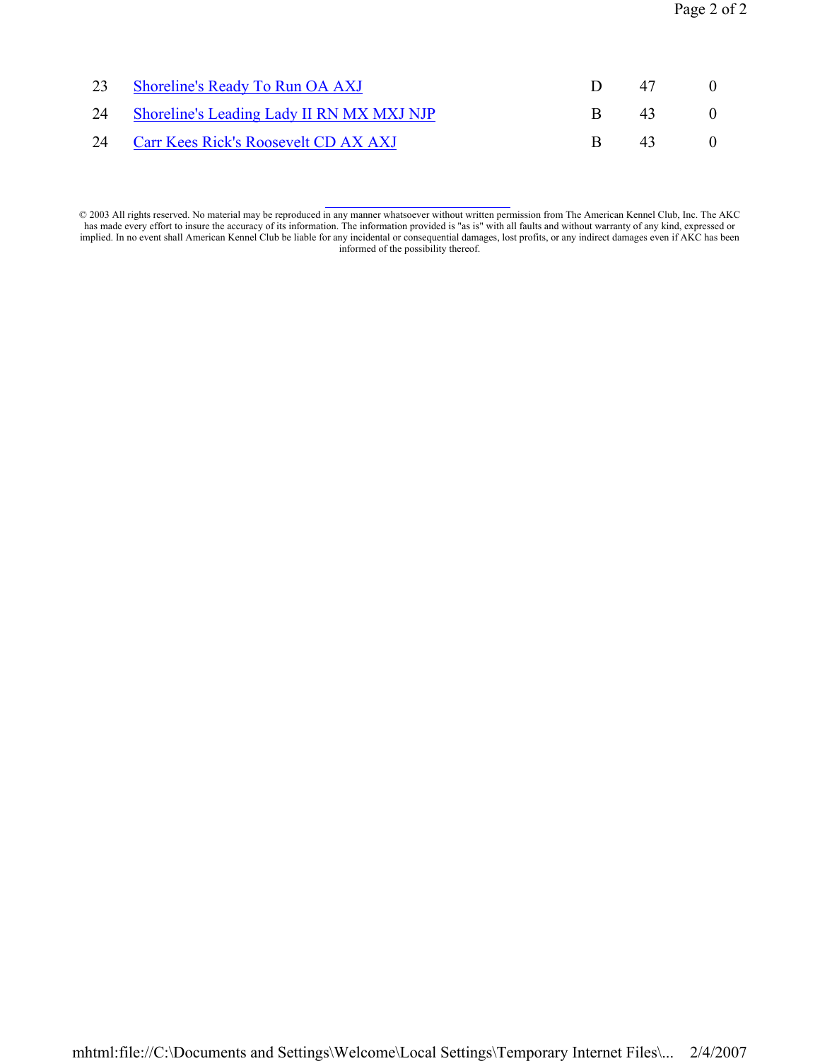| | | | | |
|---|---|---|---|---|
| 23 | Shoreline's Ready To Run OA AXJ | D | 47 | 0 |
| 24 | Shoreline's Leading Lady II RN MX MXJ NJP | B | 43 | 0 |
| 24 | Carr Kees Rick's Roosevelt CD AX AXJ | B | 43 | 0 |

---

© 2003 All rights reserved. No material may be reproduced in any manner whatsoever without written permission from The American Kennel Club, Inc. The AKC has made every effort to insure the accuracy of its information. The information provided is "as is" with all faults and without warranty of any kind, expressed or implied. In no event shall American Kennel Club be liable for any incidental or consequential damages, lost profits, or any indirect damages even if AKC has been informed of the possibility thereof.